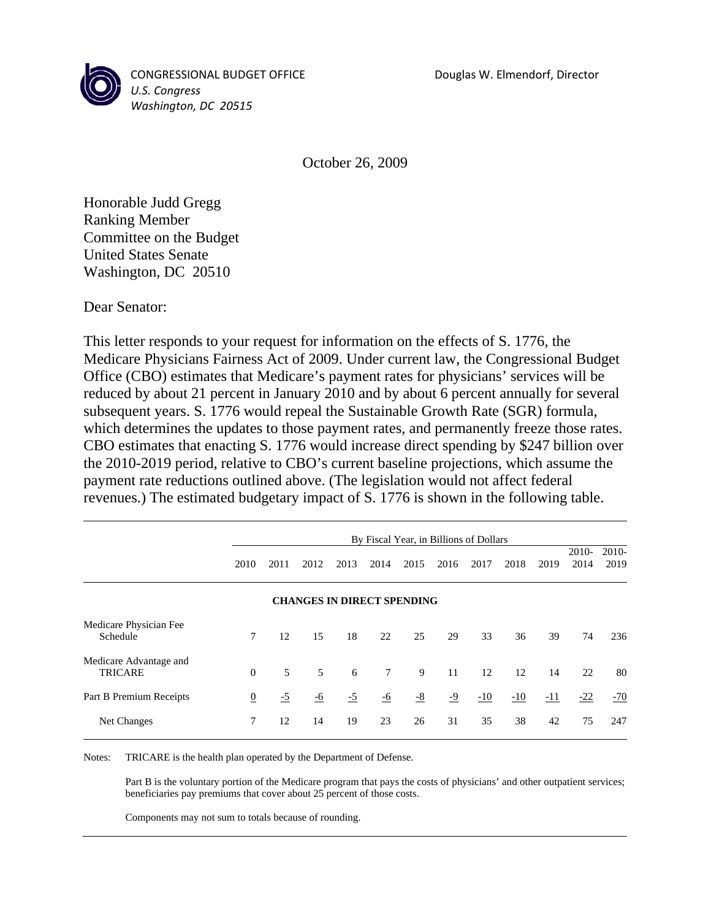CONGRESSIONAL BUDGET OFFICE
*U.S. Congress*
*Washington, DC 20515*

Douglas W. Elmendorf, Director

October 26, 2009

Honorable Judd Gregg
Ranking Member
Committee on the Budget
United States Senate
Washington, DC 20510

Dear Senator:

This letter responds to your request for information on the effects of S. 1776, the Medicare Physicians Fairness Act of 2009. Under current law, the Congressional Budget Office (CBO) estimates that Medicare's payment rates for physicians' services will be reduced by about 21 percent in January 2010 and by about 6 percent annually for several subsequent years. S. 1776 would repeal the Sustainable Growth Rate (SGR) formula, which determines the updates to those payment rates, and permanently freeze those rates. CBO estimates that enacting S. 1776 would increase direct spending by $247 billion over the 2010-2019 period, relative to CBO's current baseline projections, which assume the payment rate reductions outlined above. (The legislation would not affect federal revenues.) The estimated budgetary impact of S. 1776 is shown in the following table.

| | By Fiscal Year, in Billions of Dollars | | | | | | | | | | | |
|---|---|---|---|---|---|---|---|---|---|---|---|---|
| | 2010 | 2011 | 2012 | 2013 | 2014 | 2015 | 2016 | 2017 | 2018 | 2019 | 2010-2014 | 2010-2019 |
| **CHANGES IN DIRECT SPENDING** | | | | | | | | | | | | |
| Medicare Physician Fee Schedule | 7 | 12 | 15 | 18 | 22 | 25 | 29 | 33 | 36 | 39 | 74 | 236 |
| Medicare Advantage and TRICARE | 0 | 5 | 5 | 6 | 7 | 9 | 11 | 12 | 12 | 14 | 22 | 80 |
| Part B Premium Receipts | 0 | -5 | -6 | -5 | -6 | -8 | -9 | -10 | -10 | -11 | -22 | -70 |
| Net Changes | 7 | 12 | 14 | 19 | 23 | 26 | 31 | 35 | 38 | 42 | 75 | 247 |

Notes: TRICARE is the health plan operated by the Department of Defense.

Part B is the voluntary portion of the Medicare program that pays the costs of physicians' and other outpatient services; beneficiaries pay premiums that cover about 25 percent of those costs.

Components may not sum to totals because of rounding.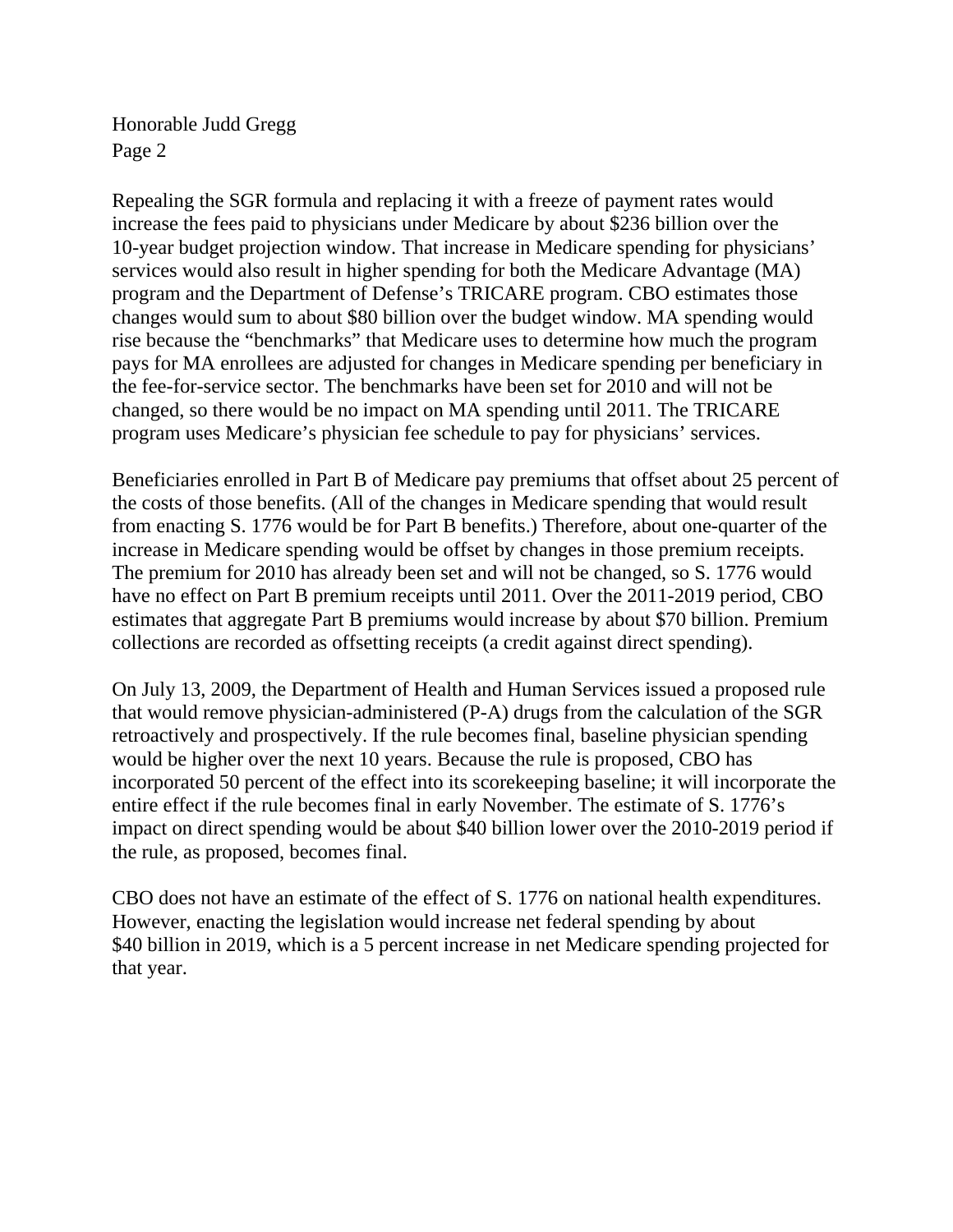Repealing the SGR formula and replacing it with a freeze of payment rates would increase the fees paid to physicians under Medicare by about $236 billion over the 10-year budget projection window. That increase in Medicare spending for physicians' services would also result in higher spending for both the Medicare Advantage (MA) program and the Department of Defense's TRICARE program. CBO estimates those changes would sum to about $80 billion over the budget window. MA spending would rise because the "benchmarks" that Medicare uses to determine how much the program pays for MA enrollees are adjusted for changes in Medicare spending per beneficiary in the fee-for-service sector. The benchmarks have been set for 2010 and will not be changed, so there would be no impact on MA spending until 2011. The TRICARE program uses Medicare's physician fee schedule to pay for physicians' services.

Beneficiaries enrolled in Part B of Medicare pay premiums that offset about 25 percent of the costs of those benefits. (All of the changes in Medicare spending that would result from enacting S. 1776 would be for Part B benefits.) Therefore, about one-quarter of the increase in Medicare spending would be offset by changes in those premium receipts. The premium for 2010 has already been set and will not be changed, so S. 1776 would have no effect on Part B premium receipts until 2011. Over the 2011-2019 period, CBO estimates that aggregate Part B premiums would increase by about $70 billion. Premium collections are recorded as offsetting receipts (a credit against direct spending).

On July 13, 2009, the Department of Health and Human Services issued a proposed rule that would remove physician-administered (P-A) drugs from the calculation of the SGR retroactively and prospectively. If the rule becomes final, baseline physician spending would be higher over the next 10 years. Because the rule is proposed, CBO has incorporated 50 percent of the effect into its scorekeeping baseline; it will incorporate the entire effect if the rule becomes final in early November. The estimate of S. 1776's impact on direct spending would be about $40 billion lower over the 2010-2019 period if the rule, as proposed, becomes final.

CBO does not have an estimate of the effect of S. 1776 on national health expenditures. However, enacting the legislation would increase net federal spending by about $40 billion in 2019, which is a 5 percent increase in net Medicare spending projected for that year.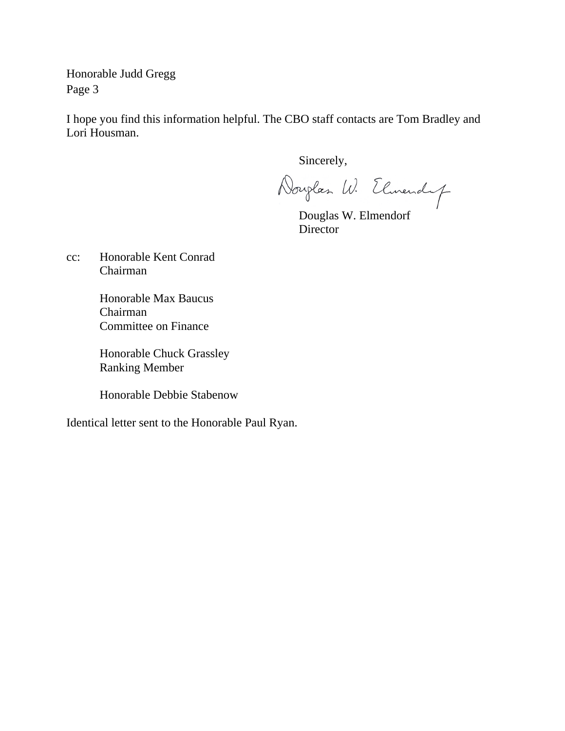Honorable Judd Gregg
Page 3

I hope you find this information helpful. The CBO staff contacts are Tom Bradley and Lori Housman.

Sincerely,

Douglas W. Elmendorf
Director

cc: Honorable Kent Conrad
Chairman

Honorable Max Baucus
Chairman
Committee on Finance

Honorable Chuck Grassley
Ranking Member

Honorable Debbie Stabenow

Identical letter sent to the Honorable Paul Ryan.